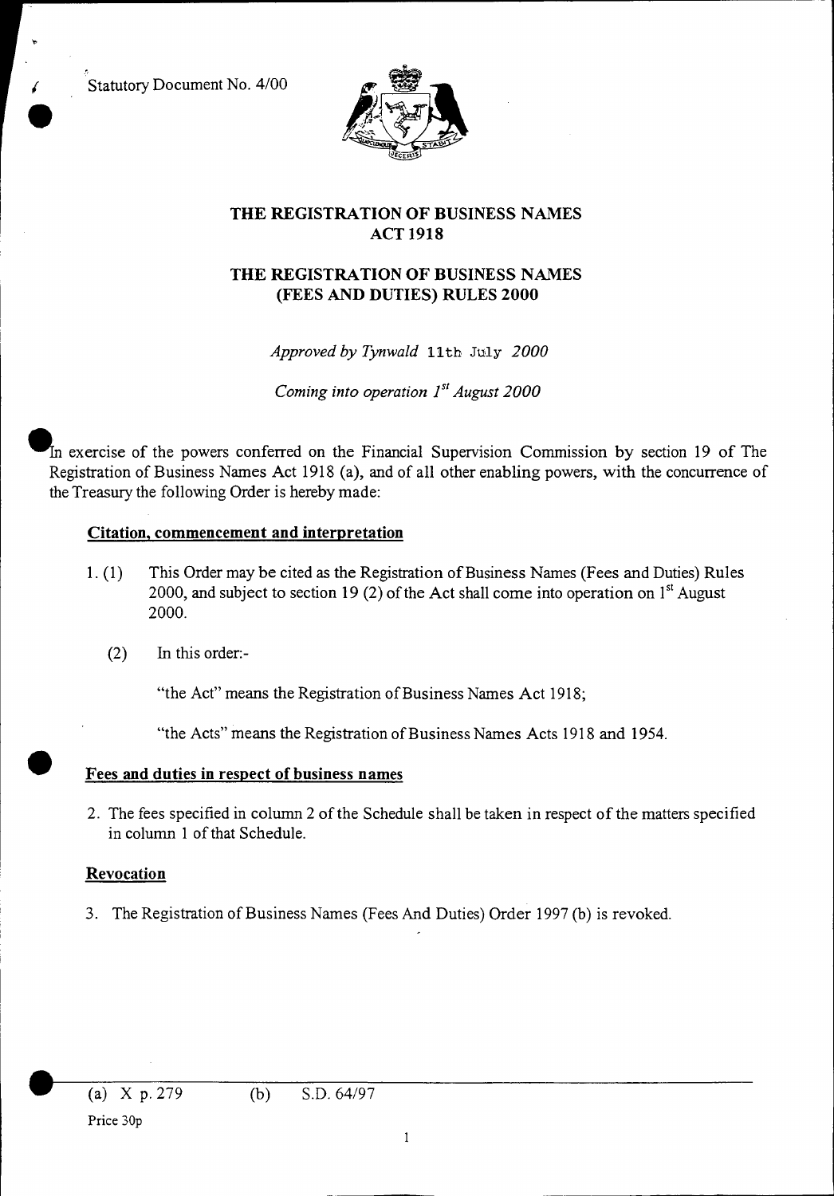Statutory Document No. 4/00

# THE REGISTRATION OF BUSINESS NAMES ACT 1918

# THE REGISTRATION OF BUSINESS NAMES (FEES AND DUTIES) RULES 2000

*Approved by Tynwald* 11th July *2000*

*Coming into operation 1st August 2000*

In exercise of the powers conferred on the Financial Supervision Commission by section 19 of The Registration of Business Names Act 1918 (a), and of all other enabling powers, with the concurrence of the Treasury the following Order is hereby made:

## Citation, commencement and interpretation

1. (1) This Order may be cited as the Registration of Business Names (Fees and Duties) Rules 2000, and subject to section 19 (2) of the Act shall come into operation on 1st August 2000.

   (2) In this order:-

   "the Act" means the Registration of Business Names Act 1918;

   "the Acts" means the Registration of Business Names Acts 1918 and 1954.

## Fees and duties in respect of business names

2. The fees specified in column 2 of the Schedule shall be taken in respect of the matters specified in column 1 of that Schedule.

## Revocation

3. The Registration of Business Names (Fees And Duties) Order 1997 (b) is revoked.

---

(a) X p. 279 (b) S.D. 64/97

Price 30p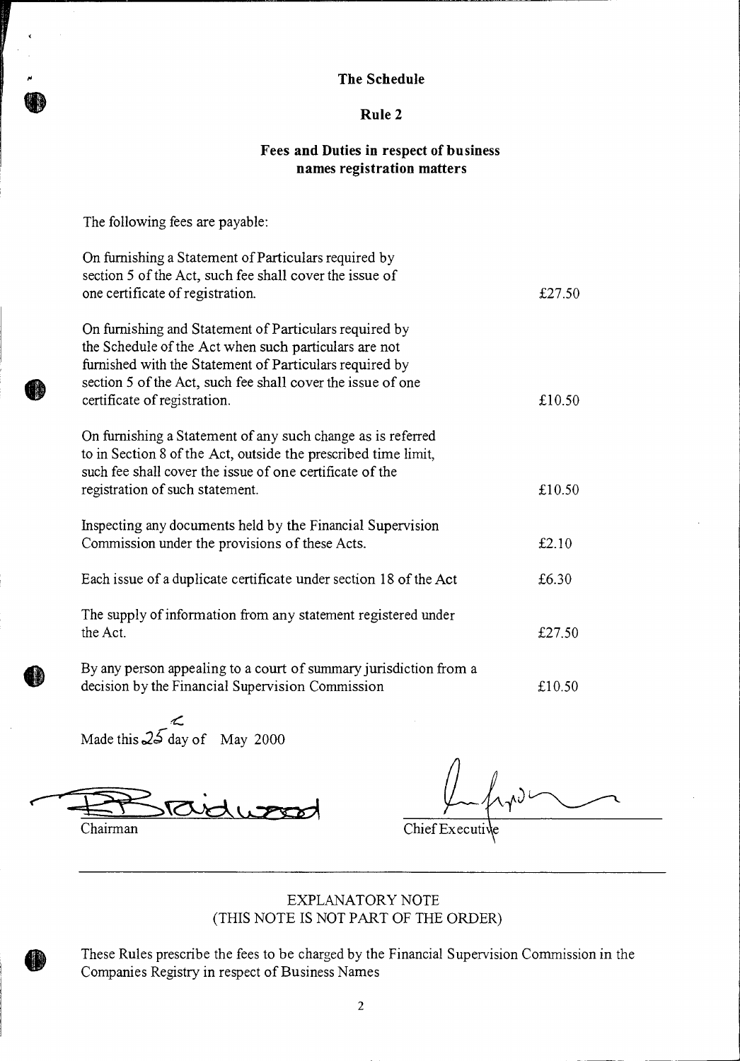# The Schedule

## Rule 2

## Fees and Duties in respect of business names registration matters

The following fees are payable:

| | |
|---|---|
| On furnishing a Statement of Particulars required by section 5 of the Act, such fee shall cover the issue of one certificate of registration. | £27.50 |
| On furnishing and Statement of Particulars required by the Schedule of the Act when such particulars are not furnished with the Statement of Particulars required by section 5 of the Act, such fee shall cover the issue of one certificate of registration. | £10.50 |
| On furnishing a Statement of any such change as is referred to in Section 8 of the Act, outside the prescribed time limit, such fee shall cover the issue of one certificate of the registration of such statement. | £10.50 |
| Inspecting any documents held by the Financial Supervision Commission under the provisions of these Acts. | £2.10 |
| Each issue of a duplicate certificate under section 18 of the Act | £6.30 |
| The supply of information from any statement registered under the Act. | £27.50 |
| By any person appealing to a court of summary jurisdiction from a decision by the Financial Supervision Commission | £10.50 |

Made this 25 day of May 2000

Chairman

Chief Executive

---

EXPLANATORY NOTE
(THIS NOTE IS NOT PART OF THE ORDER)

These Rules prescribe the fees to be charged by the Financial Supervision Commission in the Companies Registry in respect of Business Names